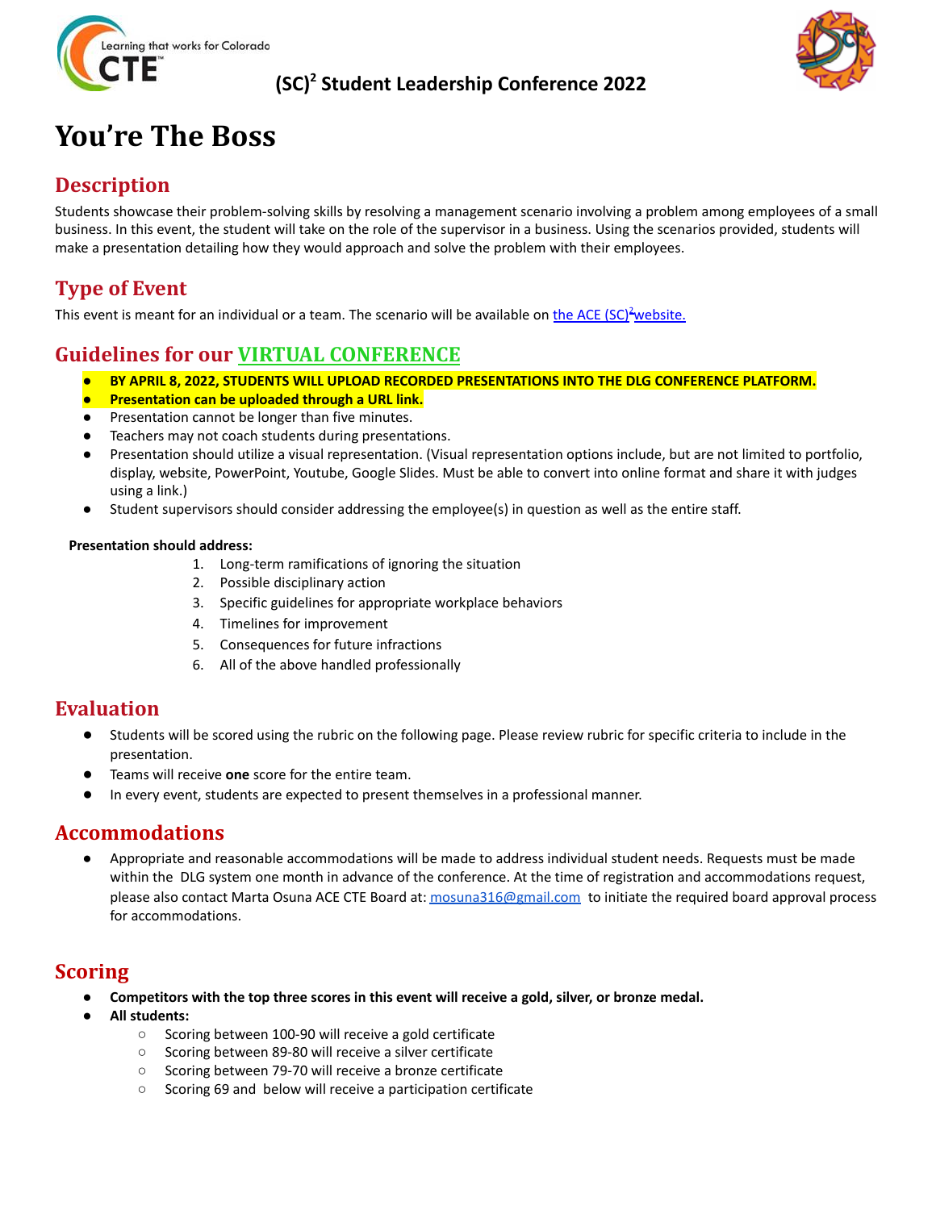Learning that works for Colorado CTE

# (SC)² Student Leadership Conference 2022

# You're The Boss

## Description

Students showcase their problem-solving skills by resolving a management scenario involving a problem among employees of a small business. In this event, the student will take on the role of the supervisor in a business. Using the scenarios provided, students will make a presentation detailing how they would approach and solve the problem with their employees.

## Type of Event

This event is meant for an individual or a team. The scenario will be available on the ACE (SC)² website.

## Guidelines for our VIRTUAL CONFERENCE

- **BY APRIL 8, 2022, STUDENTS WILL UPLOAD RECORDED PRESENTATIONS INTO THE DLG CONFERENCE PLATFORM.**
- **Presentation can be uploaded through a URL link.**
- Presentation cannot be longer than five minutes.
- Teachers may not coach students during presentations.
- Presentation should utilize a visual representation. (Visual representation options include, but are not limited to portfolio, display, website, PowerPoint, Youtube, Google Slides. Must be able to convert into online format and share it with judges using a link.)
- Student supervisors should consider addressing the employee(s) in question as well as the entire staff.

**Presentation should address:**

1. Long-term ramifications of ignoring the situation
2. Possible disciplinary action
3. Specific guidelines for appropriate workplace behaviors
4. Timelines for improvement
5. Consequences for future infractions
6. All of the above handled professionally

## Evaluation

- Students will be scored using the rubric on the following page. Please review rubric for specific criteria to include in the presentation.
- Teams will receive **one** score for the entire team.
- In every event, students are expected to present themselves in a professional manner.

## Accommodations

- Appropriate and reasonable accommodations will be made to address individual student needs. Requests must be made within the DLG system one month in advance of the conference. At the time of registration and accommodations request, please also contact Marta Osuna ACE CTE Board at: mosuna316@gmail.com to initiate the required board approval process for accommodations.

## Scoring

- **Competitors with the top three scores in this event will receive a gold, silver, or bronze medal.**
- **All students:**
  - Scoring between 100-90 will receive a gold certificate
  - Scoring between 89-80 will receive a silver certificate
  - Scoring between 79-70 will receive a bronze certificate
  - Scoring 69 and below will receive a participation certificate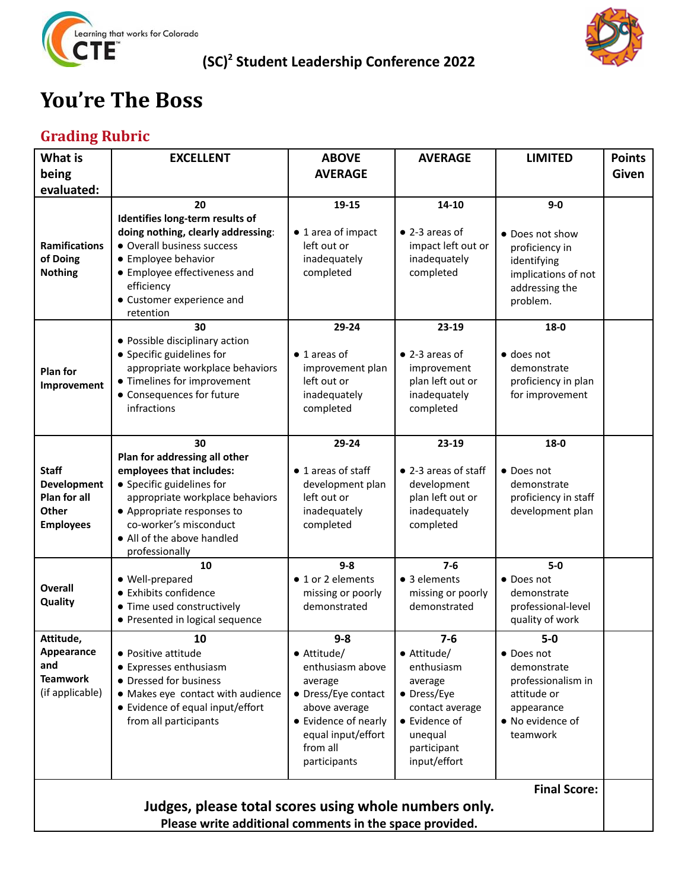Learning that works for Colorado CTE

## $(SC)^2$ Student Leadership Conference 2022

# You're The Boss

## Grading Rubric

| What is being evaluated: | EXCELLENT | ABOVE AVERAGE | AVERAGE | LIMITED | Points Given |
|---|---|---|---|---|---|
| **Ramifications of Doing Nothing** | **20**<br>**Identifies long-term results of doing nothing, clearly addressing:**<br>• Overall business success<br>• Employee behavior<br>• Employee effectiveness and efficiency<br>• Customer experience and retention | **19-15**<br>• 1 area of impact left out or inadequately completed | **14-10**<br>• 2-3 areas of impact left out or inadequately completed | **9-0**<br>• Does not show proficiency in identifying implications of not addressing the problem. | |
| **Plan for Improvement** | **30**<br>• Possible disciplinary action<br>• Specific guidelines for appropriate workplace behaviors<br>• Timelines for improvement<br>• Consequences for future infractions | **29-24**<br>• 1 areas of improvement plan left out or inadequately completed | **23-19**<br>• 2-3 areas of improvement plan left out or inadequately completed | **18-0**<br>• does not demonstrate proficiency in plan for improvement | |
| **Staff Development Plan for all Other Employees** | **30**<br>**Plan for addressing all other employees that includes:**<br>• Specific guidelines for appropriate workplace behaviors<br>• Appropriate responses to co-worker's misconduct<br>• All of the above handled professionally | **29-24**<br>• 1 areas of staff development plan left out or inadequately completed | **23-19**<br>• 2-3 areas of staff development plan left out or inadequately completed | **18-0**<br>• Does not demonstrate proficiency in staff development plan | |
| **Overall Quality** | **10**<br>• Well-prepared<br>• Exhibits confidence<br>• Time used constructively<br>• Presented in logical sequence | **9-8**<br>• 1 or 2 elements missing or poorly demonstrated | **7-6**<br>• 3 elements missing or poorly demonstrated | **5-0**<br>• Does not demonstrate professional-level quality of work | |
| **Attitude, Appearance and Teamwork** (if applicable) | **10**<br>• Positive attitude<br>• Expresses enthusiasm<br>• Dressed for business<br>• Makes eye contact with audience<br>• Evidence of equal input/effort from all participants | **9-8**<br>• Attitude/ enthusiasm above average<br>• Dress/Eye contact above average<br>• Evidence of nearly equal input/effort from all participants | **7-6**<br>• Attitude/ enthusiasm average<br>• Dress/Eye contact average<br>• Evidence of unequal participant input/effort | **5-0**<br>• Does not demonstrate professionalism in attitude or appearance<br>• No evidence of teamwork | |
| | | | | **Final Score:** | |

**Judges, please total scores using whole numbers only.**

**Please write additional comments in the space provided.**